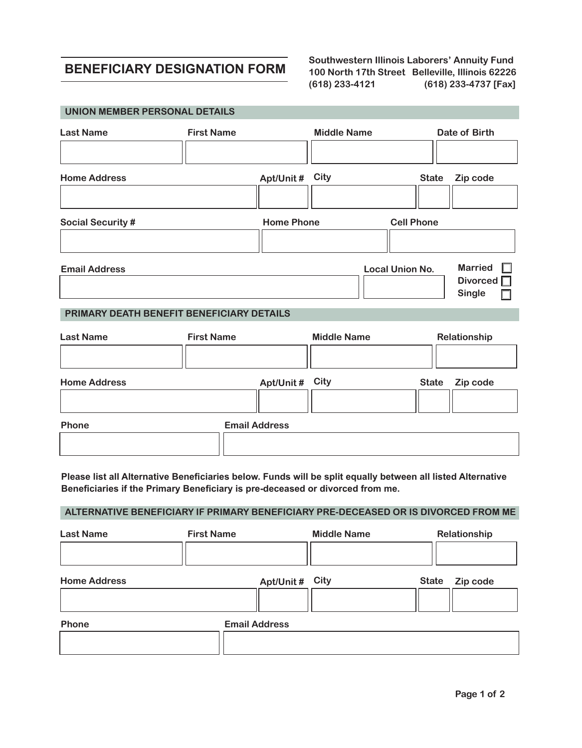# BENEFICIARY DESIGNATION FORM

**Southwestern Illinois Laborers' Annuity Fund**
**100 North 17th Street Belleville, Illinois 62226**
**(618) 233-4121 (618) 233-4737 [Fax]**

## UNION MEMBER PERSONAL DETAILS

| Last Name | First Name | Middle Name | Date of Birth |
| --- | --- | --- | --- |
| | | | |

| Home Address | Apt/Unit # | City | State | Zip code |
| --- | --- | --- | --- | --- |
| | | | | |

| Social Security # | Home Phone | Cell Phone |
| --- | --- | --- |
| | | |

| Email Address | Local Union No. |
| --- | --- |
| | |

- [ ] Married
- [ ] Divorced
- [ ] Single

## PRIMARY DEATH BENEFIT BENEFICIARY DETAILS

| Last Name | First Name | Middle Name | Relationship |
| --- | --- | --- | --- |
| | | | |

| Home Address | Apt/Unit # | City | State | Zip code |
| --- | --- | --- | --- | --- |
| | | | | |

| Phone | Email Address |
| --- | --- |
| | |

**Please list all Alternative Beneficiaries below. Funds will be split equally between all listed Alternative Beneficiaries if the Primary Beneficiary is pre-deceased or divorced from me.**

## ALTERNATIVE BENEFICIARY IF PRIMARY BENEFICIARY PRE-DECEASED OR IS DIVORCED FROM ME

| Last Name | First Name | Middle Name | Relationship |
| --- | --- | --- | --- |
| | | | |

| Home Address | Apt/Unit # | City | State | Zip code |
| --- | --- | --- | --- | --- |
| | | | | |

| Phone | Email Address |
| --- | --- |
| | |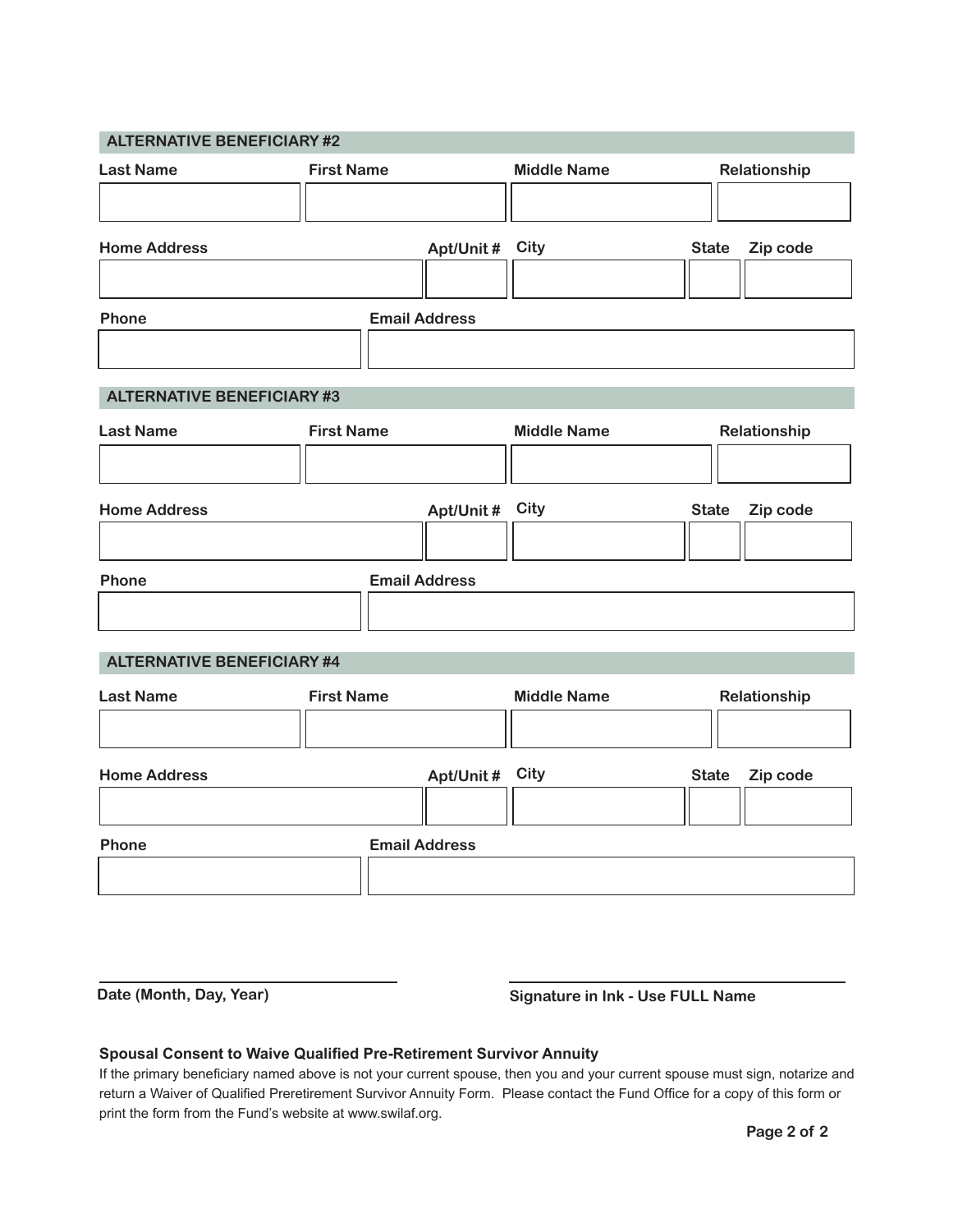## ALTERNATIVE BENEFICIARY #2

| Last Name | First Name | Middle Name | Relationship |
|---|---|---|---|
| | | | |

| Home Address | Apt/Unit # | City | State | Zip code |
|---|---|---|---|---|
| | | | | |

| Phone | Email Address |
|---|---|
| | |

## ALTERNATIVE BENEFICIARY #3

| Last Name | First Name | Middle Name | Relationship |
|---|---|---|---|
| | | | |

| Home Address | Apt/Unit # | City | State | Zip code |
|---|---|---|---|---|
| | | | | |

| Phone | Email Address |
|---|---|
| | |

## ALTERNATIVE BENEFICIARY #4

| Last Name | First Name | Middle Name | Relationship |
|---|---|---|---|
| | | | |

| Home Address | Apt/Unit # | City | State | Zip code |
|---|---|---|---|---|
| | | | | |

| Phone | Email Address |
|---|---|
| | |

______________________________
**Date (Month, Day, Year)**

______________________________
**Signature in Ink - Use FULL Name**

**Spousal Consent to Waive Qualified Pre-Retirement Survivor Annuity**

If the primary beneficiary named above is not your current spouse, then you and your current spouse must sign, notarize and return a Waiver of Qualified Preretirement Survivor Annuity Form. Please contact the Fund Office for a copy of this form or print the form from the Fund's website at www.swilaf.org.